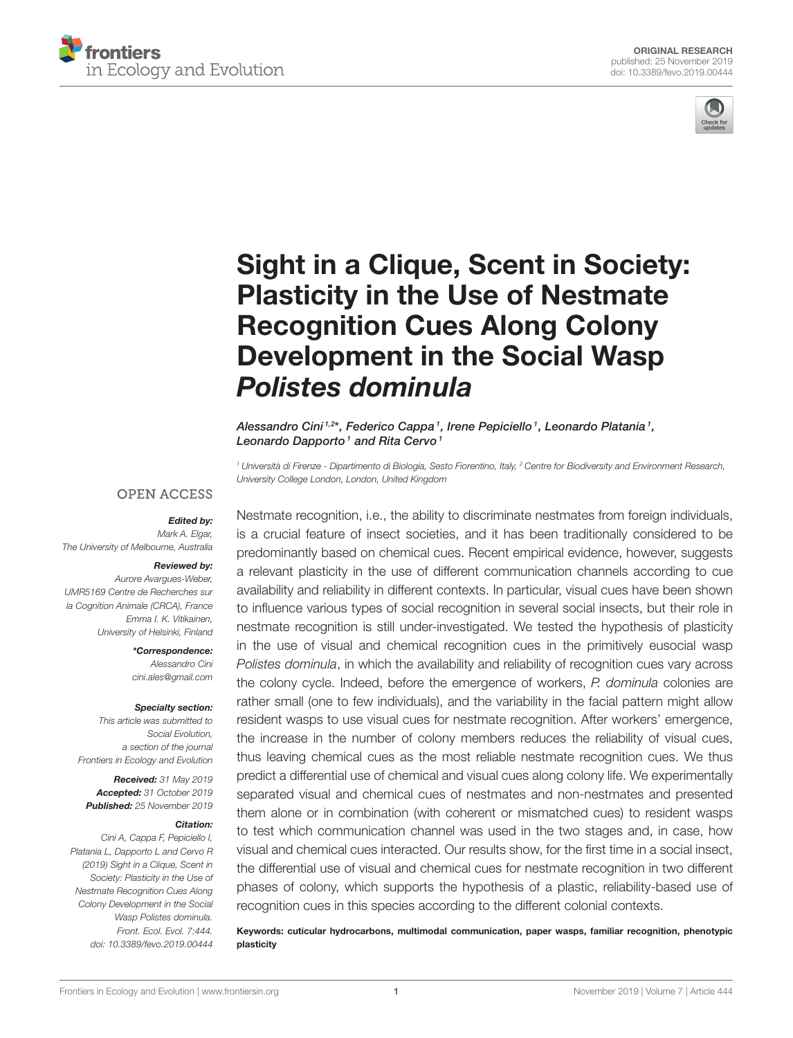ORIGINAL RESEARCH
published: 25 November 2019
doi: 10.3389/fevo.2019.00444

# Sight in a Clique, Scent in Society: Plasticity in the Use of Nestmate Recognition Cues Along Colony Development in the Social Wasp *Polistes dominula*

*Alessandro Cini[1,2]*, Federico Cappa[1], Irene Pepiciello[1], Leonardo Platania[1], Leonardo Dapporto[1] and Rita Cervo[1]*

[1] Università di Firenze - Dipartimento di Biologia, Sesto Fiorentino, Italy, [2] Centre for Biodiversity and Environment Research, University College London, London, United Kingdom

OPEN ACCESS

***Edited by:***
*Mark A. Elgar,*
*The University of Melbourne, Australia*

***Reviewed by:***
*Aurore Avargues-Weber,*
*UMR5169 Centre de Recherches sur la Cognition Animale (CRCA), France*
*Emma I. K. Vitikainen,*
*University of Helsinki, Finland*

***\*Correspondence:***
*Alessandro Cini*
*cini.ales@gmail.com*

***Specialty section:***
*This article was submitted to Social Evolution, a section of the journal Frontiers in Ecology and Evolution*

***Received:*** *31 May 2019*
***Accepted:*** *31 October 2019*
***Published:*** *25 November 2019*

***Citation:***
*Cini A, Cappa F, Pepiciello I, Platania L, Dapporto L and Cervo R (2019) Sight in a Clique, Scent in Society: Plasticity in the Use of Nestmate Recognition Cues Along Colony Development in the Social Wasp Polistes dominula. Front. Ecol. Evol. 7:444. doi: 10.3389/fevo.2019.00444*

Nestmate recognition, i.e., the ability to discriminate nestmates from foreign individuals, is a crucial feature of insect societies, and it has been traditionally considered to be predominantly based on chemical cues. Recent empirical evidence, however, suggests a relevant plasticity in the use of different communication channels according to cue availability and reliability in different contexts. In particular, visual cues have been shown to influence various types of social recognition in several social insects, but their role in nestmate recognition is still under-investigated. We tested the hypothesis of plasticity in the use of visual and chemical recognition cues in the primitively eusocial wasp *Polistes dominula*, in which the availability and reliability of recognition cues vary across the colony cycle. Indeed, before the emergence of workers, *P. dominula* colonies are rather small (one to few individuals), and the variability in the facial pattern might allow resident wasps to use visual cues for nestmate recognition. After workers' emergence, the increase in the number of colony members reduces the reliability of visual cues, thus leaving chemical cues as the most reliable nestmate recognition cues. We thus predict a differential use of chemical and visual cues along colony life. We experimentally separated visual and chemical cues of nestmates and non-nestmates and presented them alone or in combination (with coherent or mismatched cues) to resident wasps to test which communication channel was used in the two stages and, in case, how visual and chemical cues interacted. Our results show, for the first time in a social insect, the differential use of visual and chemical cues for nestmate recognition in two different phases of colony, which supports the hypothesis of a plastic, reliability-based use of recognition cues in this species according to the different colonial contexts.

**Keywords: cuticular hydrocarbons, multimodal communication, paper wasps, familiar recognition, phenotypic plasticity**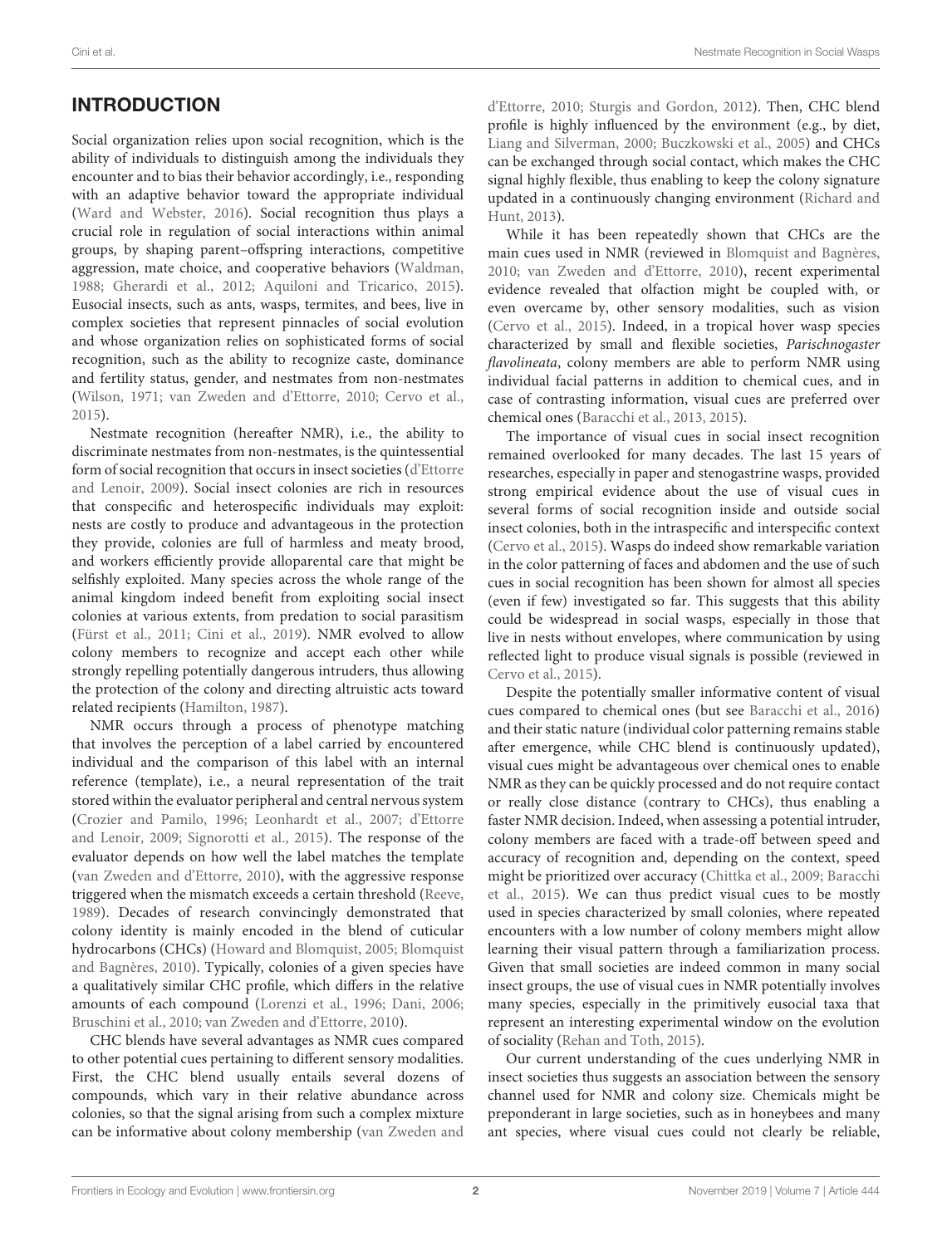## INTRODUCTION

Social organization relies upon social recognition, which is the ability of individuals to distinguish among the individuals they encounter and to bias their behavior accordingly, i.e., responding with an adaptive behavior toward the appropriate individual (Ward and Webster, 2016). Social recognition thus plays a crucial role in regulation of social interactions within animal groups, by shaping parent–offspring interactions, competitive aggression, mate choice, and cooperative behaviors (Waldman, 1988; Gherardi et al., 2012; Aquiloni and Tricarico, 2015). Eusocial insects, such as ants, wasps, termites, and bees, live in complex societies that represent pinnacles of social evolution and whose organization relies on sophisticated forms of social recognition, such as the ability to recognize caste, dominance and fertility status, gender, and nestmates from non-nestmates (Wilson, 1971; van Zweden and d'Ettorre, 2010; Cervo et al., 2015).

Nestmate recognition (hereafter NMR), i.e., the ability to discriminate nestmates from non-nestmates, is the quintessential form of social recognition that occurs in insect societies (d'Ettorre and Lenoir, 2009). Social insect colonies are rich in resources that conspecific and heterospecific individuals may exploit: nests are costly to produce and advantageous in the protection they provide, colonies are full of harmless and meaty brood, and workers efficiently provide alloparental care that might be selfishly exploited. Many species across the whole range of the animal kingdom indeed benefit from exploiting social insect colonies at various extents, from predation to social parasitism (Fürst et al., 2011; Cini et al., 2019). NMR evolved to allow colony members to recognize and accept each other while strongly repelling potentially dangerous intruders, thus allowing the protection of the colony and directing altruistic acts toward related recipients (Hamilton, 1987).

NMR occurs through a process of phenotype matching that involves the perception of a label carried by encountered individual and the comparison of this label with an internal reference (template), i.e., a neural representation of the trait stored within the evaluator peripheral and central nervous system (Crozier and Pamilo, 1996; Leonhardt et al., 2007; d'Ettorre and Lenoir, 2009; Signorotti et al., 2015). The response of the evaluator depends on how well the label matches the template (van Zweden and d'Ettorre, 2010), with the aggressive response triggered when the mismatch exceeds a certain threshold (Reeve, 1989). Decades of research convincingly demonstrated that colony identity is mainly encoded in the blend of cuticular hydrocarbons (CHCs) (Howard and Blomquist, 2005; Blomquist and Bagnères, 2010). Typically, colonies of a given species have a qualitatively similar CHC profile, which differs in the relative amounts of each compound (Lorenzi et al., 1996; Dani, 2006; Bruschini et al., 2010; van Zweden and d'Ettorre, 2010).

CHC blends have several advantages as NMR cues compared to other potential cues pertaining to different sensory modalities. First, the CHC blend usually entails several dozens of compounds, which vary in their relative abundance across colonies, so that the signal arising from such a complex mixture can be informative about colony membership (van Zweden and d'Ettorre, 2010; Sturgis and Gordon, 2012). Then, CHC blend profile is highly influenced by the environment (e.g., by diet, Liang and Silverman, 2000; Buczkowski et al., 2005) and CHCs can be exchanged through social contact, which makes the CHC signal highly flexible, thus enabling to keep the colony signature updated in a continuously changing environment (Richard and Hunt, 2013).

While it has been repeatedly shown that CHCs are the main cues used in NMR (reviewed in Blomquist and Bagnères, 2010; van Zweden and d'Ettorre, 2010), recent experimental evidence revealed that olfaction might be coupled with, or even overcame by, other sensory modalities, such as vision (Cervo et al., 2015). Indeed, in a tropical hover wasp species characterized by small and flexible societies, *Parischnogaster flavolineata*, colony members are able to perform NMR using individual facial patterns in addition to chemical cues, and in case of contrasting information, visual cues are preferred over chemical ones (Baracchi et al., 2013, 2015).

The importance of visual cues in social insect recognition remained overlooked for many decades. The last 15 years of researches, especially in paper and stenogastrine wasps, provided strong empirical evidence about the use of visual cues in several forms of social recognition inside and outside social insect colonies, both in the intraspecific and interspecific context (Cervo et al., 2015). Wasps do indeed show remarkable variation in the color patterning of faces and abdomen and the use of such cues in social recognition has been shown for almost all species (even if few) investigated so far. This suggests that this ability could be widespread in social wasps, especially in those that live in nests without envelopes, where communication by using reflected light to produce visual signals is possible (reviewed in Cervo et al., 2015).

Despite the potentially smaller informative content of visual cues compared to chemical ones (but see Baracchi et al., 2016) and their static nature (individual color patterning remains stable after emergence, while CHC blend is continuously updated), visual cues might be advantageous over chemical ones to enable NMR as they can be quickly processed and do not require contact or really close distance (contrary to CHCs), thus enabling a faster NMR decision. Indeed, when assessing a potential intruder, colony members are faced with a trade-off between speed and accuracy of recognition and, depending on the context, speed might be prioritized over accuracy (Chittka et al., 2009; Baracchi et al., 2015). We can thus predict visual cues to be mostly used in species characterized by small colonies, where repeated encounters with a low number of colony members might allow learning their visual pattern through a familiarization process. Given that small societies are indeed common in many social insect groups, the use of visual cues in NMR potentially involves many species, especially in the primitively eusocial taxa that represent an interesting experimental window on the evolution of sociality (Rehan and Toth, 2015).

Our current understanding of the cues underlying NMR in insect societies thus suggests an association between the sensory channel used for NMR and colony size. Chemicals might be preponderant in large societies, such as in honeybees and many ant species, where visual cues could not clearly be reliable,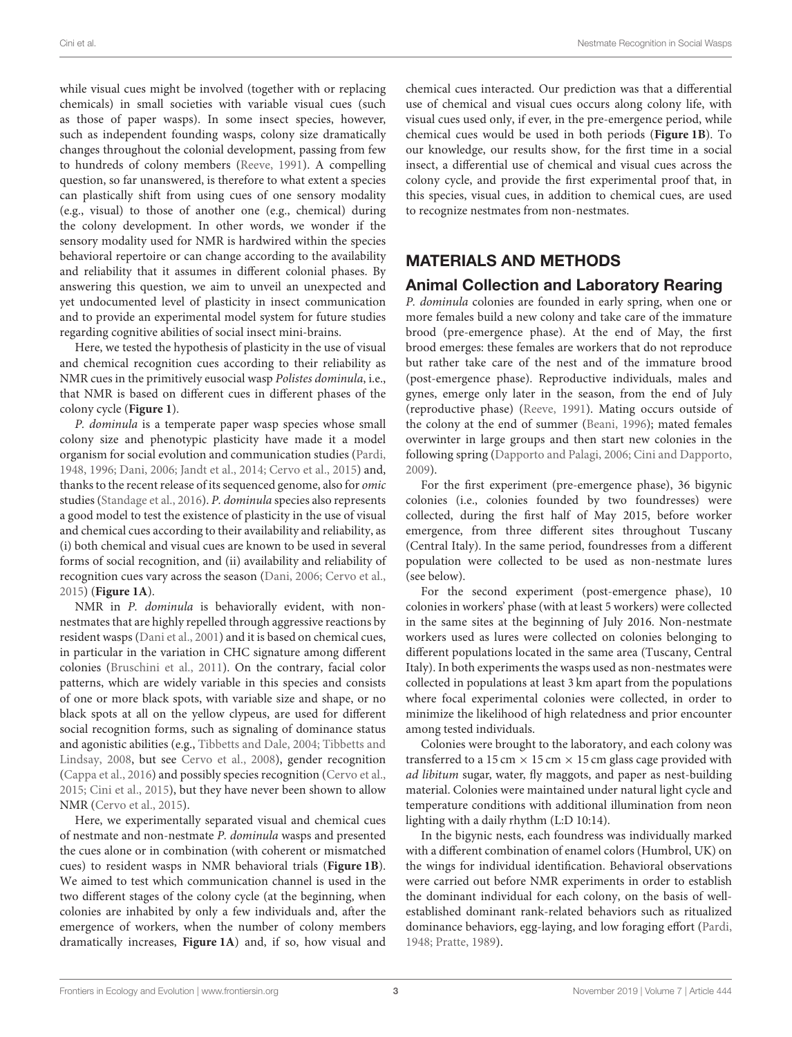while visual cues might be involved (together with or replacing chemicals) in small societies with variable visual cues (such as those of paper wasps). In some insect species, however, such as independent founding wasps, colony size dramatically changes throughout the colonial development, passing from few to hundreds of colony members (Reeve, 1991). A compelling question, so far unanswered, is therefore to what extent a species can plastically shift from using cues of one sensory modality (e.g., visual) to those of another one (e.g., chemical) during the colony development. In other words, we wonder if the sensory modality used for NMR is hardwired within the species behavioral repertoire or can change according to the availability and reliability that it assumes in different colonial phases. By answering this question, we aim to unveil an unexpected and yet undocumented level of plasticity in insect communication and to provide an experimental model system for future studies regarding cognitive abilities of social insect mini-brains.

Here, we tested the hypothesis of plasticity in the use of visual and chemical recognition cues according to their reliability as NMR cues in the primitively eusocial wasp *Polistes dominula*, i.e., that NMR is based on different cues in different phases of the colony cycle (**Figure 1**).

*P. dominula* is a temperate paper wasp species whose small colony size and phenotypic plasticity have made it a model organism for social evolution and communication studies (Pardi, 1948, 1996; Dani, 2006; Jandt et al., 2014; Cervo et al., 2015) and, thanks to the recent release of its sequenced genome, also for *omic* studies (Standage et al., 2016). *P. dominula* species also represents a good model to test the existence of plasticity in the use of visual and chemical cues according to their availability and reliability, as (i) both chemical and visual cues are known to be used in several forms of social recognition, and (ii) availability and reliability of recognition cues vary across the season (Dani, 2006; Cervo et al., 2015) (**Figure 1A**).

NMR in *P. dominula* is behaviorally evident, with non-nestmates that are highly repelled through aggressive reactions by resident wasps (Dani et al., 2001) and it is based on chemical cues, in particular in the variation in CHC signature among different colonies (Bruschini et al., 2011). On the contrary, facial color patterns, which are widely variable in this species and consists of one or more black spots, with variable size and shape, or no black spots at all on the yellow clypeus, are used for different social recognition forms, such as signaling of dominance status and agonistic abilities (e.g., Tibbetts and Dale, 2004; Tibbetts and Lindsay, 2008, but see Cervo et al., 2008), gender recognition (Cappa et al., 2016) and possibly species recognition (Cervo et al., 2015; Cini et al., 2015), but they have never been shown to allow NMR (Cervo et al., 2015).

Here, we experimentally separated visual and chemical cues of nestmate and non-nestmate *P. dominula* wasps and presented the cues alone or in combination (with coherent or mismatched cues) to resident wasps in NMR behavioral trials (**Figure 1B**). We aimed to test which communication channel is used in the two different stages of the colony cycle (at the beginning, when colonies are inhabited by only a few individuals and, after the emergence of workers, when the number of colony members dramatically increases, **Figure 1A**) and, if so, how visual and chemical cues interacted. Our prediction was that a differential use of chemical and visual cues occurs along colony life, with visual cues used only, if ever, in the pre-emergence period, while chemical cues would be used in both periods (**Figure 1B**). To our knowledge, our results show, for the first time in a social insect, a differential use of chemical and visual cues across the colony cycle, and provide the first experimental proof that, in this species, visual cues, in addition to chemical cues, are used to recognize nestmates from non-nestmates.

## MATERIALS AND METHODS

### Animal Collection and Laboratory Rearing

*P. dominula* colonies are founded in early spring, when one or more females build a new colony and take care of the immature brood (pre-emergence phase). At the end of May, the first brood emerges: these females are workers that do not reproduce but rather take care of the nest and of the immature brood (post-emergence phase). Reproductive individuals, males and gynes, emerge only later in the season, from the end of July (reproductive phase) (Reeve, 1991). Mating occurs outside of the colony at the end of summer (Beani, 1996); mated females overwinter in large groups and then start new colonies in the following spring (Dapporto and Palagi, 2006; Cini and Dapporto, 2009).

For the first experiment (pre-emergence phase), 36 bigynic colonies (i.e., colonies founded by two foundresses) were collected, during the first half of May 2015, before worker emergence, from three different sites throughout Tuscany (Central Italy). In the same period, foundresses from a different population were collected to be used as non-nestmate lures (see below).

For the second experiment (post-emergence phase), 10 colonies in workers' phase (with at least 5 workers) were collected in the same sites at the beginning of July 2016. Non-nestmate workers used as lures were collected on colonies belonging to different populations located in the same area (Tuscany, Central Italy). In both experiments the wasps used as non-nestmates were collected in populations at least 3 km apart from the populations where focal experimental colonies were collected, in order to minimize the likelihood of high relatedness and prior encounter among tested individuals.

Colonies were brought to the laboratory, and each colony was transferred to a 15 cm × 15 cm × 15 cm glass cage provided with *ad libitum* sugar, water, fly maggots, and paper as nest-building material. Colonies were maintained under natural light cycle and temperature conditions with additional illumination from neon lighting with a daily rhythm (L:D 10:14).

In the bigynic nests, each foundress was individually marked with a different combination of enamel colors (Humbrol, UK) on the wings for individual identification. Behavioral observations were carried out before NMR experiments in order to establish the dominant individual for each colony, on the basis of well-established dominant rank-related behaviors such as ritualized dominance behaviors, egg-laying, and low foraging effort (Pardi, 1948; Pratte, 1989).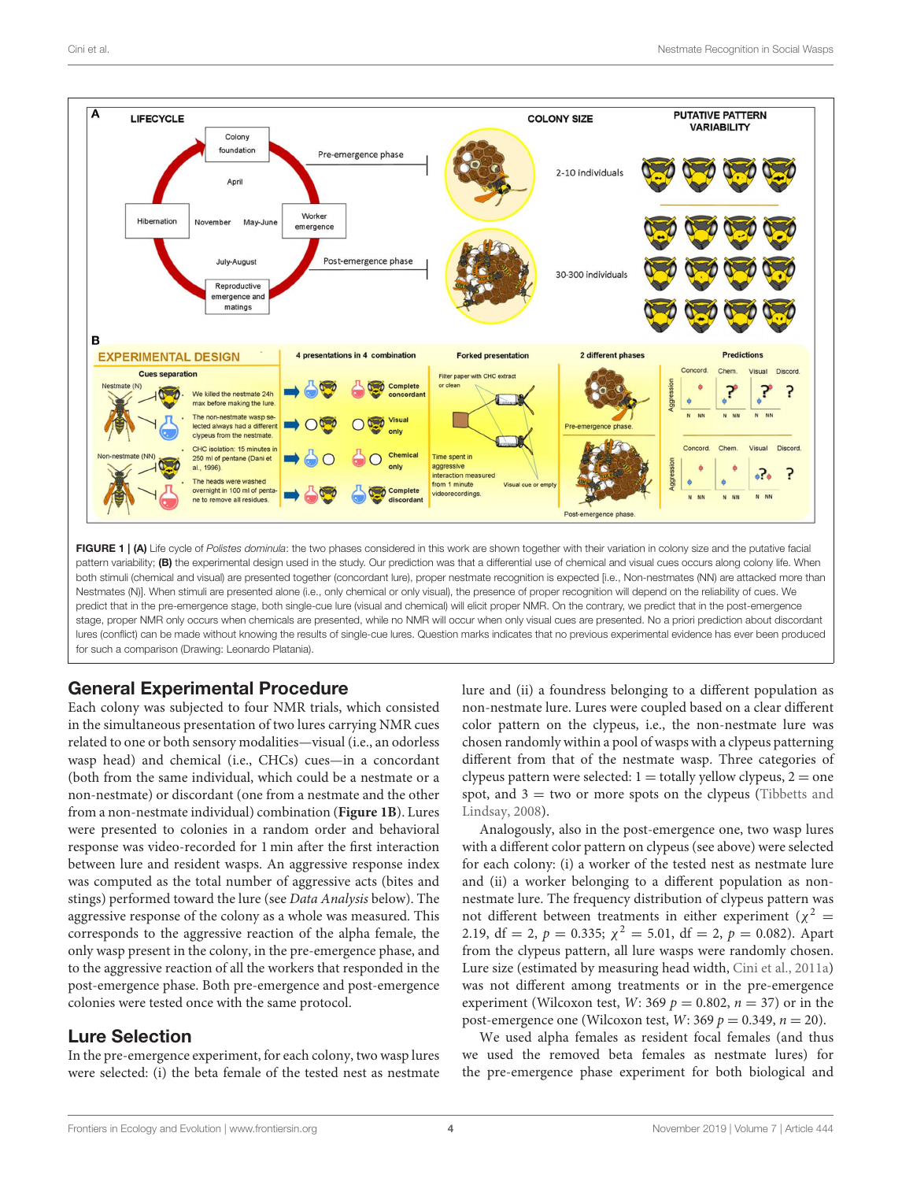**FIGURE 1 | (A)** Life cycle of *Polistes dominula*: the two phases considered in this work are shown together with their variation in colony size and the putative facial pattern variability; **(B)** the experimental design used in the study. Our prediction was that a differential use of chemical and visual cues occurs along colony life. When both stimuli (chemical and visual) are presented together (concordant lure), proper nestmate recognition is expected [i.e., Non-nestmates (NN) are attacked more than Nestmates (N)]. When stimuli are presented alone (i.e., only chemical or only visual), the presence of proper recognition will depend on the reliability of cues. We predict that in the pre-emergence stage, both single-cue lure (visual and chemical) will elicit proper NMR. On the contrary, we predict that in the post-emergence stage, proper NMR only occurs when chemicals are presented, while no NMR will occur when only visual cues are presented. No a priori prediction about discordant lures (conflict) can be made without knowing the results of single-cue lures. Question marks indicates that no previous experimental evidence has ever been produced for such a comparison (Drawing: Leonardo Platania).

## General Experimental Procedure

Each colony was subjected to four NMR trials, which consisted in the simultaneous presentation of two lures carrying NMR cues related to one or both sensory modalities—visual (i.e., an odorless wasp head) and chemical (i.e., CHCs) cues—in a concordant (both from the same individual, which could be a nestmate or a non-nestmate) or discordant (one from a nestmate and the other from a non-nestmate individual) combination (**Figure 1B**). Lures were presented to colonies in a random order and behavioral response was video-recorded for 1 min after the first interaction between lure and resident wasps. An aggressive response index was computed as the total number of aggressive acts (bites and stings) performed toward the lure (see *Data Analysis* below). The aggressive response of the colony as a whole was measured. This corresponds to the aggressive reaction of the alpha female, the only wasp present in the colony, in the pre-emergence phase, and to the aggressive reaction of all the workers that responded in the post-emergence phase. Both pre-emergence and post-emergence colonies were tested once with the same protocol.

## Lure Selection

In the pre-emergence experiment, for each colony, two wasp lures were selected: (i) the beta female of the tested nest as nestmate lure and (ii) a foundress belonging to a different population as non-nestmate lure. Lures were coupled based on a clear different color pattern on the clypeus, i.e., the non-nestmate lure was chosen randomly within a pool of wasps with a clypeus patterning different from that of the nestmate wasp. Three categories of clypeus pattern were selected: 1 = totally yellow clypeus, 2 = one spot, and 3 = two or more spots on the clypeus (Tibbetts and Lindsay, 2008).

Analogously, also in the post-emergence one, two wasp lures with a different color pattern on clypeus (see above) were selected for each colony: (i) a worker of the tested nest as nestmate lure and (ii) a worker belonging to a different population as non-nestmate lure. The frequency distribution of clypeus pattern was not different between treatments in either experiment ($\chi^2 = 2.19$, df = 2, $p = 0.335$; $\chi^2 = 5.01$, df = 2, $p = 0.082$). Apart from the clypeus pattern, all lure wasps were randomly chosen. Lure size (estimated by measuring head width, Cini et al., 2011a) was not different among treatments or in the pre-emergence experiment (Wilcoxon test, $W$: 369 $p = 0.802$, $n = 37$) or in the post-emergence one (Wilcoxon test, $W$: 369 $p = 0.349$, $n = 20$).

We used alpha females as resident focal females (and thus we used the removed beta females as nestmate lures) for the pre-emergence phase experiment for both biological and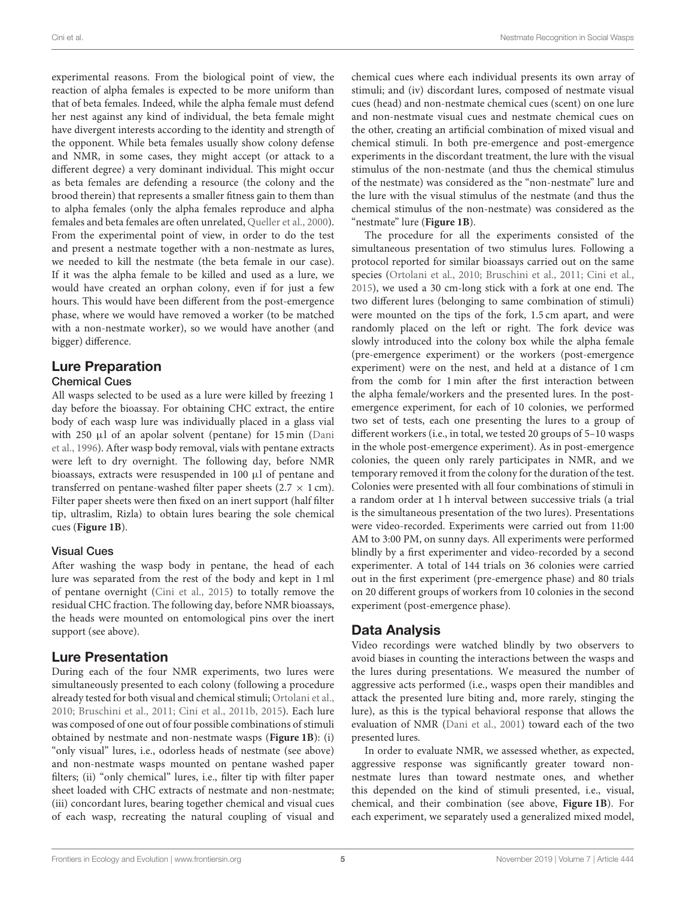experimental reasons. From the biological point of view, the reaction of alpha females is expected to be more uniform than that of beta females. Indeed, while the alpha female must defend her nest against any kind of individual, the beta female might have divergent interests according to the identity and strength of the opponent. While beta females usually show colony defense and NMR, in some cases, they might accept (or attack to a different degree) a very dominant individual. This might occur as beta females are defending a resource (the colony and the brood therein) that represents a smaller fitness gain to them than to alpha females (only the alpha females reproduce and alpha females and beta females are often unrelated, Queller et al., 2000). From the experimental point of view, in order to do the test and present a nestmate together with a non-nestmate as lures, we needed to kill the nestmate (the beta female in our case). If it was the alpha female to be killed and used as a lure, we would have created an orphan colony, even if for just a few hours. This would have been different from the post-emergence phase, where we would have removed a worker (to be matched with a non-nestmate worker), so we would have another (and bigger) difference.

## Lure Preparation

### Chemical Cues

All wasps selected to be used as a lure were killed by freezing 1 day before the bioassay. For obtaining CHC extract, the entire body of each wasp lure was individually placed in a glass vial with 250 μl of an apolar solvent (pentane) for 15 min (Dani et al., 1996). After wasp body removal, vials with pentane extracts were left to dry overnight. The following day, before NMR bioassays, extracts were resuspended in 100 μl of pentane and transferred on pentane-washed filter paper sheets (2.7 × 1 cm). Filter paper sheets were then fixed on an inert support (half filter tip, ultraslim, Rizla) to obtain lures bearing the sole chemical cues (**Figure 1B**).

### Visual Cues

After washing the wasp body in pentane, the head of each lure was separated from the rest of the body and kept in 1 ml of pentane overnight (Cini et al., 2015) to totally remove the residual CHC fraction. The following day, before NMR bioassays, the heads were mounted on entomological pins over the inert support (see above).

## Lure Presentation

During each of the four NMR experiments, two lures were simultaneously presented to each colony (following a procedure already tested for both visual and chemical stimuli; Ortolani et al., 2010; Bruschini et al., 2011; Cini et al., 2011b, 2015). Each lure was composed of one out of four possible combinations of stimuli obtained by nestmate and non-nestmate wasps (**Figure 1B**): (i) "only visual" lures, i.e., odorless heads of nestmate (see above) and non-nestmate wasps mounted on pentane washed paper filters; (ii) "only chemical" lures, i.e., filter tip with filter paper sheet loaded with CHC extracts of nestmate and non-nestmate; (iii) concordant lures, bearing together chemical and visual cues of each wasp, recreating the natural coupling of visual and chemical cues where each individual presents its own array of stimuli; and (iv) discordant lures, composed of nestmate visual cues (head) and non-nestmate chemical cues (scent) on one lure and non-nestmate visual cues and nestmate chemical cues on the other, creating an artificial combination of mixed visual and chemical stimuli. In both pre-emergence and post-emergence experiments in the discordant treatment, the lure with the visual stimulus of the non-nestmate (and thus the chemical stimulus of the nestmate) was considered as the "non-nestmate" lure and the lure with the visual stimulus of the nestmate (and thus the chemical stimulus of the non-nestmate) was considered as the "nestmate" lure (**Figure 1B**).

The procedure for all the experiments consisted of the simultaneous presentation of two stimulus lures. Following a protocol reported for similar bioassays carried out on the same species (Ortolani et al., 2010; Bruschini et al., 2011; Cini et al., 2015), we used a 30 cm-long stick with a fork at one end. The two different lures (belonging to same combination of stimuli) were mounted on the tips of the fork, 1.5 cm apart, and were randomly placed on the left or right. The fork device was slowly introduced into the colony box while the alpha female (pre-emergence experiment) or the workers (post-emergence experiment) were on the nest, and held at a distance of 1 cm from the comb for 1 min after the first interaction between the alpha female/workers and the presented lures. In the post-emergence experiment, for each of 10 colonies, we performed two set of tests, each one presenting the lures to a group of different workers (i.e., in total, we tested 20 groups of 5–10 wasps in the whole post-emergence experiment). As in post-emergence colonies, the queen only rarely participates in NMR, and we temporary removed it from the colony for the duration of the test. Colonies were presented with all four combinations of stimuli in a random order at 1 h interval between successive trials (a trial is the simultaneous presentation of the two lures). Presentations were video-recorded. Experiments were carried out from 11:00 AM to 3:00 PM, on sunny days. All experiments were performed blindly by a first experimenter and video-recorded by a second experimenter. A total of 144 trials on 36 colonies were carried out in the first experiment (pre-emergence phase) and 80 trials on 20 different groups of workers from 10 colonies in the second experiment (post-emergence phase).

## Data Analysis

Video recordings were watched blindly by two observers to avoid biases in counting the interactions between the wasps and the lures during presentations. We measured the number of aggressive acts performed (i.e., wasps open their mandibles and attack the presented lure biting and, more rarely, stinging the lure), as this is the typical behavioral response that allows the evaluation of NMR (Dani et al., 2001) toward each of the two presented lures.

In order to evaluate NMR, we assessed whether, as expected, aggressive response was significantly greater toward non-nestmate lures than toward nestmate ones, and whether this depended on the kind of stimuli presented, i.e., visual, chemical, and their combination (see above, **Figure 1B**). For each experiment, we separately used a generalized mixed model,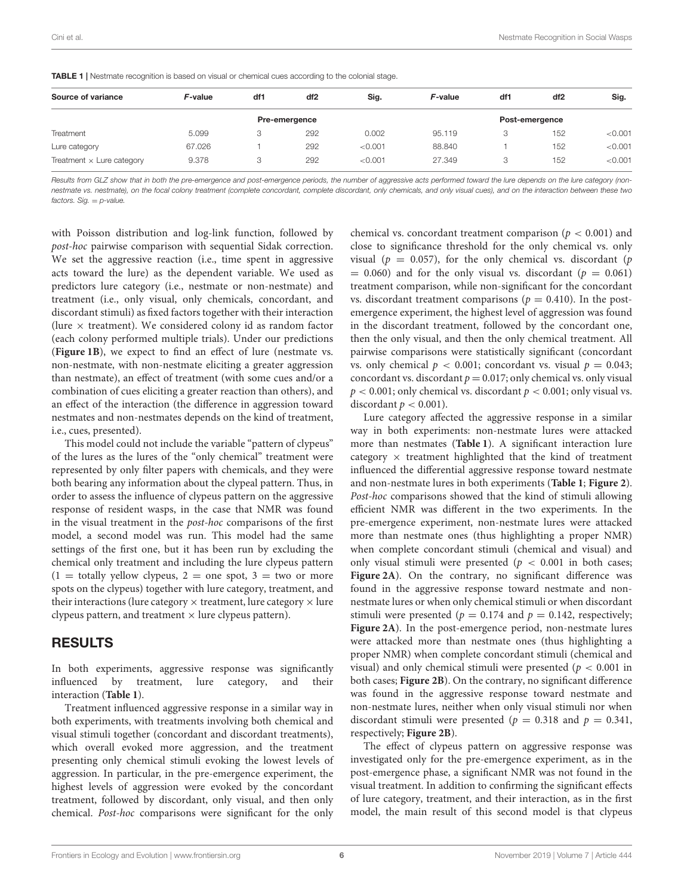**TABLE 1 |** Nestmate recognition is based on visual or chemical cues according to the colonial stage.

| Source of variance | *F*-value | df1 | df2 | Sig. | *F*-value | df1 | df2 | Sig. |
|---|---|---|---|---|---|---|---|---|
| | Pre-emergence | | | | Post-emergence | | | |
| Treatment | 5.099 | 3 | 292 | 0.002 | 95.119 | 3 | 152 | <0.001 |
| Lure category | 67.026 | 1 | 292 | <0.001 | 88.840 | 1 | 152 | <0.001 |
| Treatment × Lure category | 9.378 | 3 | 292 | <0.001 | 27.349 | 3 | 152 | <0.001 |

*Results from GLZ show that in both the pre-emergence and post-emergence periods, the number of aggressive acts performed toward the lure depends on the lure category (non-nestmate vs. nestmate), on the focal colony treatment (complete concordant, complete discordant, only chemicals, and only visual cues), and on the interaction between these two factors. Sig. = p-value.*

with Poisson distribution and log-link function, followed by *post-hoc* pairwise comparison with sequential Sidak correction. We set the aggressive reaction (i.e., time spent in aggressive acts toward the lure) as the dependent variable. We used as predictors lure category (i.e., nestmate or non-nestmate) and treatment (i.e., only visual, only chemicals, concordant, and discordant stimuli) as fixed factors together with their interaction (lure × treatment). We considered colony id as random factor (each colony performed multiple trials). Under our predictions (**Figure 1B**), we expect to find an effect of lure (nestmate vs. non-nestmate, with non-nestmate eliciting a greater aggression than nestmate), an effect of treatment (with some cues and/or a combination of cues eliciting a greater reaction than others), and an effect of the interaction (the difference in aggression toward nestmates and non-nestmates depends on the kind of treatment, i.e., cues, presented).

This model could not include the variable "pattern of clypeus" of the lures as the lures of the "only chemical" treatment were represented by only filter papers with chemicals, and they were both bearing any information about the clypeal pattern. Thus, in order to assess the influence of clypeus pattern on the aggressive response of resident wasps, in the case that NMR was found in the visual treatment in the *post-hoc* comparisons of the first model, a second model was run. This model had the same settings of the first one, but it has been run by excluding the chemical only treatment and including the lure clypeus pattern (1 = totally yellow clypeus, 2 = one spot, 3 = two or more spots on the clypeus) together with lure category, treatment, and their interactions (lure category × treatment, lure category × lure clypeus pattern, and treatment × lure clypeus pattern).

## RESULTS

In both experiments, aggressive response was significantly influenced by treatment, lure category, and their interaction (**Table 1**).

Treatment influenced aggressive response in a similar way in both experiments, with treatments involving both chemical and visual stimuli together (concordant and discordant treatments), which overall evoked more aggression, and the treatment presenting only chemical stimuli evoking the lowest levels of aggression. In particular, in the pre-emergence experiment, the highest levels of aggression were evoked by the concordant treatment, followed by discordant, only visual, and then only chemical. *Post-hoc* comparisons were significant for the only chemical vs. concordant treatment comparison ($p < 0.001$) and close to significance threshold for the only chemical vs. only visual ($p = 0.057$), for the only chemical vs. discordant ($p = 0.060$) and for the only visual vs. discordant ($p = 0.061$) treatment comparison, while non-significant for the concordant vs. discordant treatment comparisons ($p = 0.410$). In the post-emergence experiment, the highest level of aggression was found in the discordant treatment, followed by the concordant one, then the only visual, and then the only chemical treatment. All pairwise comparisons were statistically significant (concordant vs. only chemical $p < 0.001$; concordant vs. visual $p = 0.043$; concordant vs. discordant $p = 0.017$; only chemical vs. only visual $p < 0.001$; only chemical vs. discordant $p < 0.001$; only visual vs. discordant $p < 0.001$).

Lure category affected the aggressive response in a similar way in both experiments: non-nestmate lures were attacked more than nestmates (**Table 1**). A significant interaction lure category × treatment highlighted that the kind of treatment influenced the differential aggressive response toward nestmate and non-nestmate lures in both experiments (**Table 1**; **Figure 2**). *Post-hoc* comparisons showed that the kind of stimuli allowing efficient NMR was different in the two experiments. In the pre-emergence experiment, non-nestmate lures were attacked more than nestmate ones (thus highlighting a proper NMR) when complete concordant stimuli (chemical and visual) and only visual stimuli were presented ($p < 0.001$ in both cases; **Figure 2A**). On the contrary, no significant difference was found in the aggressive response toward nestmate and non-nestmate lures or when only chemical stimuli or when discordant stimuli were presented ($p = 0.174$ and $p = 0.142$, respectively; **Figure 2A**). In the post-emergence period, non-nestmate lures were attacked more than nestmate ones (thus highlighting a proper NMR) when complete concordant stimuli (chemical and visual) and only chemical stimuli were presented ($p < 0.001$ in both cases; **Figure 2B**). On the contrary, no significant difference was found in the aggressive response toward nestmate and non-nestmate lures, neither when only visual stimuli nor when discordant stimuli were presented ($p = 0.318$ and $p = 0.341$, respectively; **Figure 2B**).

The effect of clypeus pattern on aggressive response was investigated only for the pre-emergence experiment, as in the post-emergence phase, a significant NMR was not found in the visual treatment. In addition to confirming the significant effects of lure category, treatment, and their interaction, as in the first model, the main result of this second model is that clypeus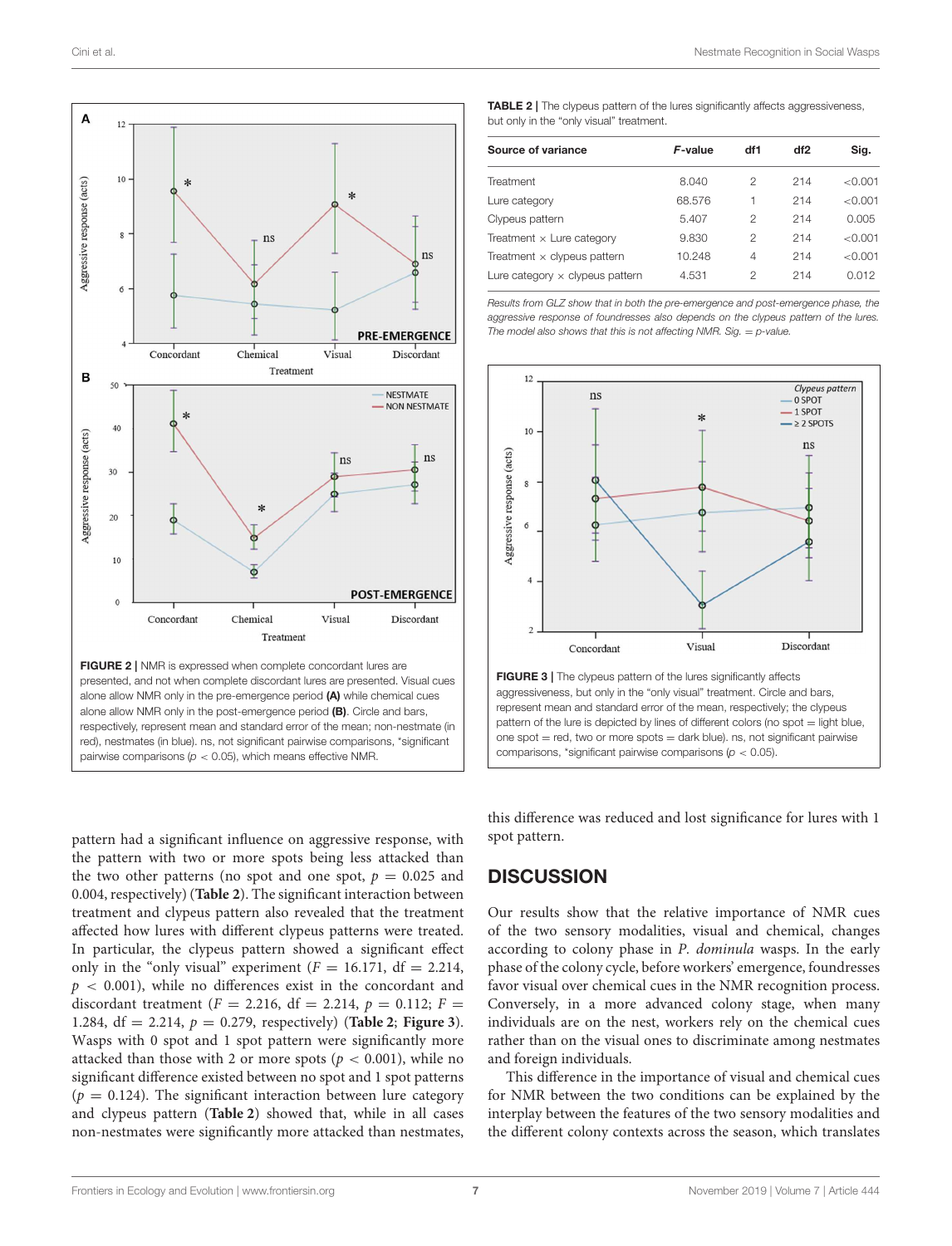**FIGURE 2 |** NMR is expressed when complete concordant lures are presented, and not when complete discordant lures are presented. Visual cues alone allow NMR only in the pre-emergence period **(A)** while chemical cues alone allow NMR only in the post-emergence period **(B)**. Circle and bars, respectively, represent mean and standard error of the mean; non-nestmate (in red), nestmates (in blue). ns, not significant pairwise comparisons, *significant pairwise comparisons ($p < 0.05$), which means effective NMR.

**TABLE 2 |** The clypeus pattern of the lures significantly affects aggressiveness, but only in the "only visual" treatment.

| Source of variance | *F*-value | df1 | df2 | Sig. |
|---|---|---|---|---|
| Treatment | 8.040 | 2 | 214 | <0.001 |
| Lure category | 68.576 | 1 | 214 | <0.001 |
| Clypeus pattern | 5.407 | 2 | 214 | 0.005 |
| Treatment × Lure category | 9.830 | 2 | 214 | <0.001 |
| Treatment × clypeus pattern | 10.248 | 4 | 214 | <0.001 |
| Lure category × clypeus pattern | 4.531 | 2 | 214 | 0.012 |

*Results from GLZ show that in both the pre-emergence and post-emergence phase, the aggressive response of foundresses also depends on the clypeus pattern of the lures. The model also shows that this is not affecting NMR. Sig. = p-value.*

**FIGURE 3 |** The clypeus pattern of the lures significantly affects aggressiveness, but only in the "only visual" treatment. Circle and bars, represent mean and standard error of the mean; the clypeus pattern of the lure is depicted by lines of different colors (no spot = light blue, one spot = red, two or more spots = dark blue). ns, not significant pairwise comparisons, *significant pairwise comparisons ($p < 0.05$).

pattern had a significant influence on aggressive response, with the pattern with two or more spots being less attacked than the two other patterns (no spot and one spot, $p = 0.025$ and 0.004, respectively) (**Table 2**). The significant interaction between treatment and clypeus pattern also revealed that the treatment affected how lures with different clypeus patterns were treated. In particular, the clypeus pattern showed a significant effect only in the "only visual" experiment ($F = 16.171$, df $= 2.214$, $p < 0.001$), while no differences exist in the concordant and discordant treatment ($F = 2.216$, df $= 2.214$, $p = 0.112$; $F = 1.284$, df $= 2.214$, $p = 0.279$, respectively) (**Table 2**; **Figure 3**). Wasps with 0 spot and 1 spot pattern were significantly more attacked than those with 2 or more spots ($p < 0.001$), while no significant difference existed between no spot and 1 spot patterns ($p = 0.124$). The significant interaction between lure category and clypeus pattern (**Table 2**) showed that, while in all cases non-nestmates were significantly more attacked than nestmates, this difference was reduced and lost significance for lures with 1 spot pattern.

## DISCUSSION

Our results show that the relative importance of NMR cues of the two sensory modalities, visual and chemical, changes according to colony phase in *P. dominula* wasps. In the early phase of the colony cycle, before workers' emergence, foundresses favor visual over chemical cues in the NMR recognition process. Conversely, in a more advanced colony stage, when many individuals are on the nest, workers rely on the chemical cues rather than on the visual ones to discriminate among nestmates and foreign individuals.

This difference in the importance of visual and chemical cues for NMR between the two conditions can be explained by the interplay between the features of the two sensory modalities and the different colony contexts across the season, which translates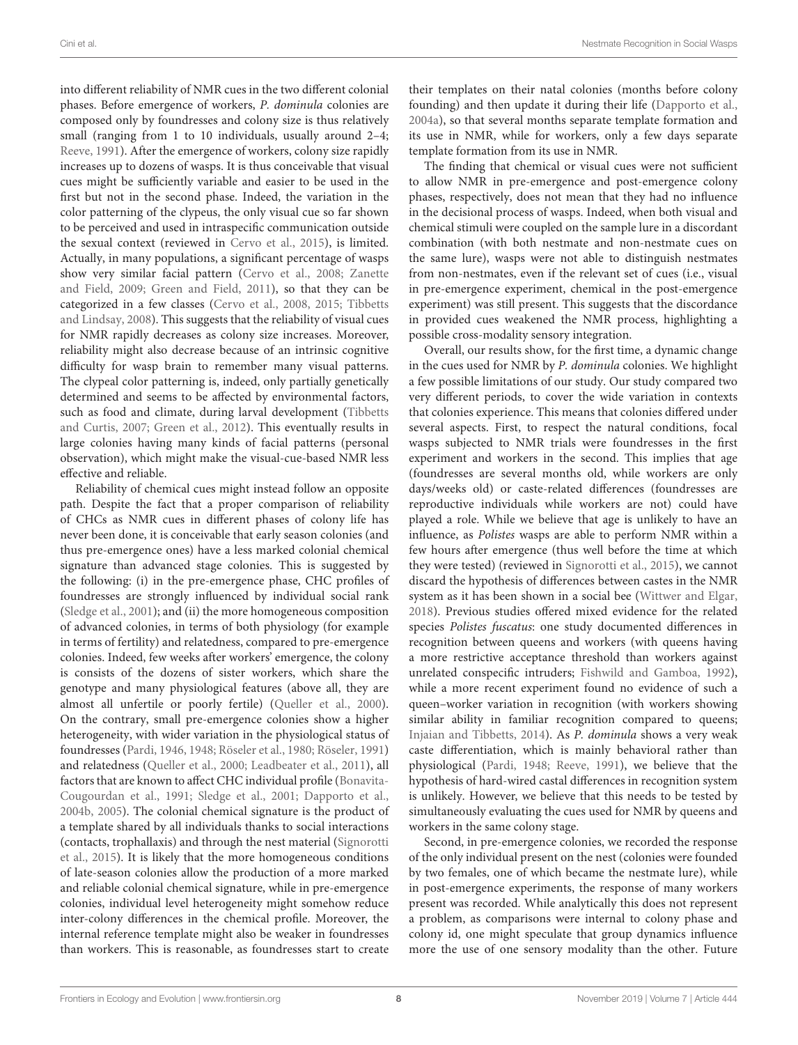into different reliability of NMR cues in the two different colonial phases. Before emergence of workers, *P. dominula* colonies are composed only by foundresses and colony size is thus relatively small (ranging from 1 to 10 individuals, usually around 2–4; Reeve, 1991). After the emergence of workers, colony size rapidly increases up to dozens of wasps. It is thus conceivable that visual cues might be sufficiently variable and easier to be used in the first but not in the second phase. Indeed, the variation in the color patterning of the clypeus, the only visual cue so far shown to be perceived and used in intraspecific communication outside the sexual context (reviewed in Cervo et al., 2015), is limited. Actually, in many populations, a significant percentage of wasps show very similar facial pattern (Cervo et al., 2008; Zanette and Field, 2009; Green and Field, 2011), so that they can be categorized in a few classes (Cervo et al., 2008, 2015; Tibbetts and Lindsay, 2008). This suggests that the reliability of visual cues for NMR rapidly decreases as colony size increases. Moreover, reliability might also decrease because of an intrinsic cognitive difficulty for wasp brain to remember many visual patterns. The clypeal color patterning is, indeed, only partially genetically determined and seems to be affected by environmental factors, such as food and climate, during larval development (Tibbetts and Curtis, 2007; Green et al., 2012). This eventually results in large colonies having many kinds of facial patterns (personal observation), which might make the visual-cue-based NMR less effective and reliable.

Reliability of chemical cues might instead follow an opposite path. Despite the fact that a proper comparison of reliability of CHCs as NMR cues in different phases of colony life has never been done, it is conceivable that early season colonies (and thus pre-emergence ones) have a less marked colonial chemical signature than advanced stage colonies. This is suggested by the following: (i) in the pre-emergence phase, CHC profiles of foundresses are strongly influenced by individual social rank (Sledge et al., 2001); and (ii) the more homogeneous composition of advanced colonies, in terms of both physiology (for example in terms of fertility) and relatedness, compared to pre-emergence colonies. Indeed, few weeks after workers' emergence, the colony is consists of the dozens of sister workers, which share the genotype and many physiological features (above all, they are almost all unfertile or poorly fertile) (Queller et al., 2000). On the contrary, small pre-emergence colonies show a higher heterogeneity, with wider variation in the physiological status of foundresses (Pardi, 1946, 1948; Röseler et al., 1980; Röseler, 1991) and relatedness (Queller et al., 2000; Leadbeater et al., 2011), all factors that are known to affect CHC individual profile (Bonavita-Cougourdan et al., 1991; Sledge et al., 2001; Dapporto et al., 2004b, 2005). The colonial chemical signature is the product of a template shared by all individuals thanks to social interactions (contacts, trophallaxis) and through the nest material (Signorotti et al., 2015). It is likely that the more homogeneous conditions of late-season colonies allow the production of a more marked and reliable colonial chemical signature, while in pre-emergence colonies, individual level heterogeneity might somehow reduce inter-colony differences in the chemical profile. Moreover, the internal reference template might also be weaker in foundresses than workers. This is reasonable, as foundresses start to create their templates on their natal colonies (months before colony founding) and then update it during their life (Dapporto et al., 2004a), so that several months separate template formation and its use in NMR, while for workers, only a few days separate template formation from its use in NMR.

The finding that chemical or visual cues were not sufficient to allow NMR in pre-emergence and post-emergence colony phases, respectively, does not mean that they had no influence in the decisional process of wasps. Indeed, when both visual and chemical stimuli were coupled on the sample lure in a discordant combination (with both nestmate and non-nestmate cues on the same lure), wasps were not able to distinguish nestmates from non-nestmates, even if the relevant set of cues (i.e., visual in pre-emergence experiment, chemical in the post-emergence experiment) was still present. This suggests that the discordance in provided cues weakened the NMR process, highlighting a possible cross-modality sensory integration.

Overall, our results show, for the first time, a dynamic change in the cues used for NMR by *P. dominula* colonies. We highlight a few possible limitations of our study. Our study compared two very different periods, to cover the wide variation in contexts that colonies experience. This means that colonies differed under several aspects. First, to respect the natural conditions, focal wasps subjected to NMR trials were foundresses in the first experiment and workers in the second. This implies that age (foundresses are several months old, while workers are only days/weeks old) or caste-related differences (foundresses are reproductive individuals while workers are not) could have played a role. While we believe that age is unlikely to have an influence, as *Polistes* wasps are able to perform NMR within a few hours after emergence (thus well before the time at which they were tested) (reviewed in Signorotti et al., 2015), we cannot discard the hypothesis of differences between castes in the NMR system as it has been shown in a social bee (Wittwer and Elgar, 2018). Previous studies offered mixed evidence for the related species *Polistes fuscatus*: one study documented differences in recognition between queens and workers (with queens having a more restrictive acceptance threshold than workers against unrelated conspecific intruders; Fishwild and Gamboa, 1992), while a more recent experiment found no evidence of such a queen–worker variation in recognition (with workers showing similar ability in familiar recognition compared to queens; Injaian and Tibbetts, 2014). As *P. dominula* shows a very weak caste differentiation, which is mainly behavioral rather than physiological (Pardi, 1948; Reeve, 1991), we believe that the hypothesis of hard-wired castal differences in recognition system is unlikely. However, we believe that this needs to be tested by simultaneously evaluating the cues used for NMR by queens and workers in the same colony stage.

Second, in pre-emergence colonies, we recorded the response of the only individual present on the nest (colonies were founded by two females, one of which became the nestmate lure), while in post-emergence experiments, the response of many workers present was recorded. While analytically this does not represent a problem, as comparisons were internal to colony phase and colony id, one might speculate that group dynamics influence more the use of one sensory modality than the other. Future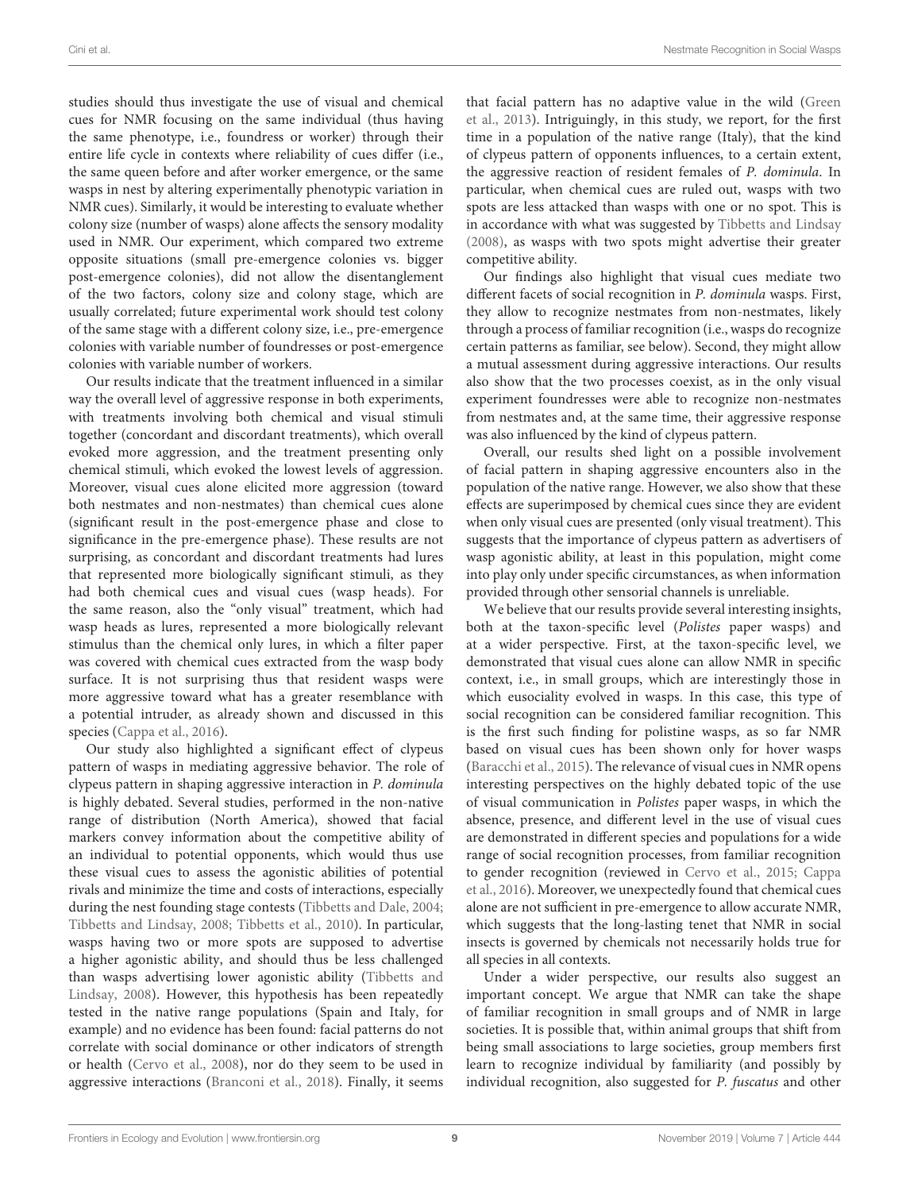studies should thus investigate the use of visual and chemical cues for NMR focusing on the same individual (thus having the same phenotype, i.e., foundress or worker) through their entire life cycle in contexts where reliability of cues differ (i.e., the same queen before and after worker emergence, or the same wasps in nest by altering experimentally phenotypic variation in NMR cues). Similarly, it would be interesting to evaluate whether colony size (number of wasps) alone affects the sensory modality used in NMR. Our experiment, which compared two extreme opposite situations (small pre-emergence colonies vs. bigger post-emergence colonies), did not allow the disentanglement of the two factors, colony size and colony stage, which are usually correlated; future experimental work should test colony of the same stage with a different colony size, i.e., pre-emergence colonies with variable number of foundresses or post-emergence colonies with variable number of workers.

Our results indicate that the treatment influenced in a similar way the overall level of aggressive response in both experiments, with treatments involving both chemical and visual stimuli together (concordant and discordant treatments), which overall evoked more aggression, and the treatment presenting only chemical stimuli, which evoked the lowest levels of aggression. Moreover, visual cues alone elicited more aggression (toward both nestmates and non-nestmates) than chemical cues alone (significant result in the post-emergence phase and close to significance in the pre-emergence phase). These results are not surprising, as concordant and discordant treatments had lures that represented more biologically significant stimuli, as they had both chemical cues and visual cues (wasp heads). For the same reason, also the "only visual" treatment, which had wasp heads as lures, represented a more biologically relevant stimulus than the chemical only lures, in which a filter paper was covered with chemical cues extracted from the wasp body surface. It is not surprising thus that resident wasps were more aggressive toward what has a greater resemblance with a potential intruder, as already shown and discussed in this species (Cappa et al., 2016).

Our study also highlighted a significant effect of clypeus pattern of wasps in mediating aggressive behavior. The role of clypeus pattern in shaping aggressive interaction in *P. dominula* is highly debated. Several studies, performed in the non-native range of distribution (North America), showed that facial markers convey information about the competitive ability of an individual to potential opponents, which would thus use these visual cues to assess the agonistic abilities of potential rivals and minimize the time and costs of interactions, especially during the nest founding stage contests (Tibbetts and Dale, 2004; Tibbetts and Lindsay, 2008; Tibbetts et al., 2010). In particular, wasps having two or more spots are supposed to advertise a higher agonistic ability, and should thus be less challenged than wasps advertising lower agonistic ability (Tibbetts and Lindsay, 2008). However, this hypothesis has been repeatedly tested in the native range populations (Spain and Italy, for example) and no evidence has been found: facial patterns do not correlate with social dominance or other indicators of strength or health (Cervo et al., 2008), nor do they seem to be used in aggressive interactions (Branconi et al., 2018). Finally, it seems that facial pattern has no adaptive value in the wild (Green et al., 2013). Intriguingly, in this study, we report, for the first time in a population of the native range (Italy), that the kind of clypeus pattern of opponents influences, to a certain extent, the aggressive reaction of resident females of *P. dominula*. In particular, when chemical cues are ruled out, wasps with two spots are less attacked than wasps with one or no spot. This is in accordance with what was suggested by Tibbetts and Lindsay (2008), as wasps with two spots might advertise their greater competitive ability.

Our findings also highlight that visual cues mediate two different facets of social recognition in *P. dominula* wasps. First, they allow to recognize nestmates from non-nestmates, likely through a process of familiar recognition (i.e., wasps do recognize certain patterns as familiar, see below). Second, they might allow a mutual assessment during aggressive interactions. Our results also show that the two processes coexist, as in the only visual experiment foundresses were able to recognize non-nestmates from nestmates and, at the same time, their aggressive response was also influenced by the kind of clypeus pattern.

Overall, our results shed light on a possible involvement of facial pattern in shaping aggressive encounters also in the population of the native range. However, we also show that these effects are superimposed by chemical cues since they are evident when only visual cues are presented (only visual treatment). This suggests that the importance of clypeus pattern as advertisers of wasp agonistic ability, at least in this population, might come into play only under specific circumstances, as when information provided through other sensorial channels is unreliable.

We believe that our results provide several interesting insights, both at the taxon-specific level (*Polistes* paper wasps) and at a wider perspective. First, at the taxon-specific level, we demonstrated that visual cues alone can allow NMR in specific context, i.e., in small groups, which are interestingly those in which eusociality evolved in wasps. In this case, this type of social recognition can be considered familiar recognition. This is the first such finding for polistine wasps, as so far NMR based on visual cues has been shown only for hover wasps (Baracchi et al., 2015). The relevance of visual cues in NMR opens interesting perspectives on the highly debated topic of the use of visual communication in *Polistes* paper wasps, in which the absence, presence, and different level in the use of visual cues are demonstrated in different species and populations for a wide range of social recognition processes, from familiar recognition to gender recognition (reviewed in Cervo et al., 2015; Cappa et al., 2016). Moreover, we unexpectedly found that chemical cues alone are not sufficient in pre-emergence to allow accurate NMR, which suggests that the long-lasting tenet that NMR in social insects is governed by chemicals not necessarily holds true for all species in all contexts.

Under a wider perspective, our results also suggest an important concept. We argue that NMR can take the shape of familiar recognition in small groups and of NMR in large societies. It is possible that, within animal groups that shift from being small associations to large societies, group members first learn to recognize individual by familiarity (and possibly by individual recognition, also suggested for *P. fuscatus* and other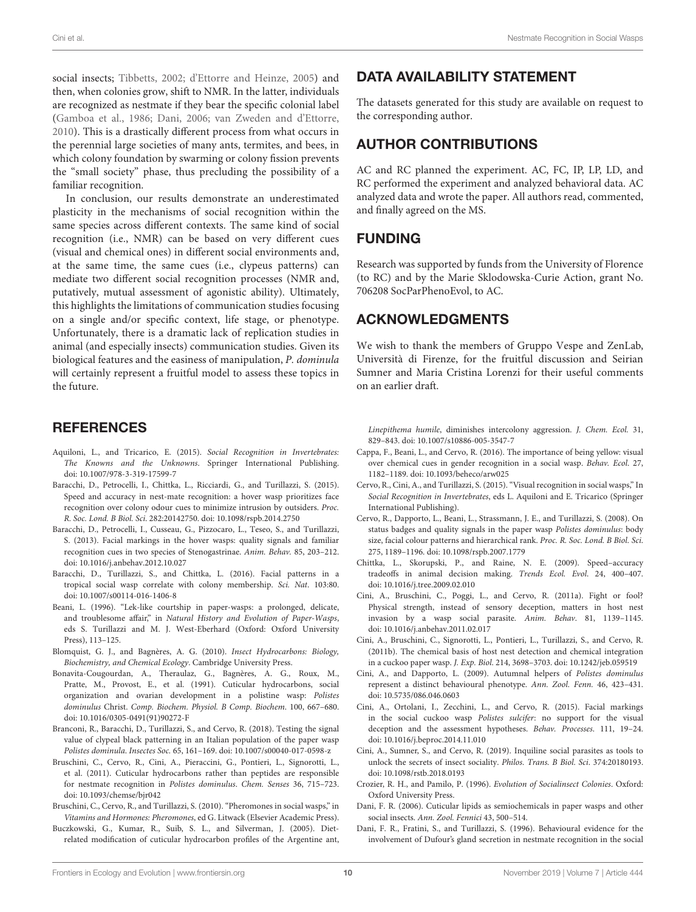social insects; Tibbetts, 2002; d'Ettorre and Heinze, 2005) and then, when colonies grow, shift to NMR. In the latter, individuals are recognized as nestmate if they bear the specific colonial label (Gamboa et al., 1986; Dani, 2006; van Zweden and d'Ettorre, 2010). This is a drastically different process from what occurs in the perennial large societies of many ants, termites, and bees, in which colony foundation by swarming or colony fission prevents the "small society" phase, thus precluding the possibility of a familiar recognition.

In conclusion, our results demonstrate an underestimated plasticity in the mechanisms of social recognition within the same species across different contexts. The same kind of social recognition (i.e., NMR) can be based on very different cues (visual and chemical ones) in different social environments and, at the same time, the same cues (i.e., clypeus patterns) can mediate two different social recognition processes (NMR and, putatively, mutual assessment of agonistic ability). Ultimately, this highlights the limitations of communication studies focusing on a single and/or specific context, life stage, or phenotype. Unfortunately, there is a dramatic lack of replication studies in animal (and especially insects) communication studies. Given its biological features and the easiness of manipulation, *P. dominula* will certainly represent a fruitful model to assess these topics in the future.

## DATA AVAILABILITY STATEMENT

The datasets generated for this study are available on request to the corresponding author.

## AUTHOR CONTRIBUTIONS

AC and RC planned the experiment. AC, FC, IP, LP, LD, and RC performed the experiment and analyzed behavioral data. AC analyzed data and wrote the paper. All authors read, commented, and finally agreed on the MS.

## FUNDING

Research was supported by funds from the University of Florence (to RC) and by the Marie Sklodowska-Curie Action, grant No. 706208 SocParPhenoEvol, to AC.

## ACKNOWLEDGMENTS

We wish to thank the members of Gruppo Vespe and ZenLab, Università di Firenze, for the fruitful discussion and Seirian Sumner and Maria Cristina Lorenzi for their useful comments on an earlier draft.

## REFERENCES

Aquiloni, L., and Tricarico, E. (2015). *Social Recognition in Invertebrates: The Knowns and the Unknowns*. Springer International Publishing. doi: 10.1007/978-3-319-17599-7

Baracchi, D., Petrocelli, I., Chittka, L., Ricciardi, G., and Turillazzi, S. (2015). Speed and accuracy in nest-mate recognition: a hover wasp prioritizes face recognition over colony odour cues to minimize intrusion by outsiders. *Proc. R. Soc. Lond. B Biol. Sci.* 282:20142750. doi: 10.1098/rspb.2014.2750

Baracchi, D., Petrocelli, I., Cusseau, G., Pizzocaro, L., Teseo, S., and Turillazzi, S. (2013). Facial markings in the hover wasps: quality signals and familiar recognition cues in two species of Stenogastrinae. *Anim. Behav.* 85, 203–212. doi: 10.1016/j.anbehav.2012.10.027

Baracchi, D., Turillazzi, S., and Chittka, L. (2016). Facial patterns in a tropical social wasp correlate with colony membership. *Sci. Nat.* 103:80. doi: 10.1007/s00114-016-1406-8

Beani, L. (1996). "Lek-like courtship in paper-wasps: a prolonged, delicate, and troublesome affair," in *Natural History and Evolution of Paper-Wasps*, eds S. Turillazzi and M. J. West-Eberhard (Oxford: Oxford University Press), 113–125.

Blomquist, G. J., and Bagnères, A. G. (2010). *Insect Hydrocarbons: Biology, Biochemistry, and Chemical Ecology*. Cambridge University Press.

Bonavita-Cougourdan, A., Theraulaz, G., Bagnères, A. G., Roux, M., Pratte, M., Provost, E., et al. (1991). Cuticular hydrocarbons, social organization and ovarian development in a polistine wasp: *Polistes dominulus* Christ. *Comp. Biochem. Physiol. B Comp. Biochem.* 100, 667–680. doi: 10.1016/0305-0491(91)90272-F

Branconi, R., Baracchi, D., Turillazzi, S., and Cervo, R. (2018). Testing the signal value of clypeal black patterning in an Italian population of the paper wasp *Polistes dominula*. *Insectes Soc.* 65, 161–169. doi: 10.1007/s00040-017-0598-z

Bruschini, C., Cervo, R., Cini, A., Pieraccini, G., Pontieri, L., Signorotti, L., et al. (2011). Cuticular hydrocarbons rather than peptides are responsible for nestmate recognition in *Polistes dominulus*. *Chem. Senses* 36, 715–723. doi: 10.1093/chemse/bjr042

Bruschini, C., Cervo, R., and Turillazzi, S. (2010). "Pheromones in social wasps," in *Vitamins and Hormones: Pheromones*, ed G. Litwack (Elsevier Academic Press).

Buczkowski, G., Kumar, R., Suib, S. L., and Silverman, J. (2005). Diet-related modification of cuticular hydrocarbon profiles of the Argentine ant, *Linepithema humile*, diminishes intercolony aggression. *J. Chem. Ecol.* 31, 829–843. doi: 10.1007/s10886-005-3547-7

Cappa, F., Beani, L., and Cervo, R. (2016). The importance of being yellow: visual over chemical cues in gender recognition in a social wasp. *Behav. Ecol.* 27, 1182–1189. doi: 10.1093/beheco/arw025

Cervo, R., Cini, A., and Turillazzi, S. (2015). "Visual recognition in social wasps," In *Social Recognition in Invertebrates*, eds L. Aquiloni and E. Tricarico (Springer International Publishing).

Cervo, R., Dapporto, L., Beani, L., Strassmann, J. E., and Turillazzi, S. (2008). On status badges and quality signals in the paper wasp *Polistes dominulus*: body size, facial colour patterns and hierarchical rank. *Proc. R. Soc. Lond. B Biol. Sci.* 275, 1189–1196. doi: 10.1098/rspb.2007.1779

Chittka, L., Skorupski, P., and Raine, N. E. (2009). Speed–accuracy tradeoffs in animal decision making. *Trends Ecol. Evol.* 24, 400–407. doi: 10.1016/j.tree.2009.02.010

Cini, A., Bruschini, C., Poggi, L., and Cervo, R. (2011a). Fight or fool? Physical strength, instead of sensory deception, matters in host nest invasion by a wasp social parasite. *Anim. Behav.* 81, 1139–1145. doi: 10.1016/j.anbehav.2011.02.017

Cini, A., Bruschini, C., Signorotti, L., Pontieri, L., Turillazzi, S., and Cervo, R. (2011b). The chemical basis of host nest detection and chemical integration in a cuckoo paper wasp. *J. Exp. Biol.* 214, 3698–3703. doi: 10.1242/jeb.059519

Cini, A., and Dapporto, L. (2009). Autumnal helpers of *Polistes dominulus* represent a distinct behavioural phenotype. *Ann. Zool. Fenn.* 46, 423–431. doi: 10.5735/086.046.0603

Cini, A., Ortolani, I., Zecchini, L., and Cervo, R. (2015). Facial markings in the social cuckoo wasp *Polistes sulcifer*: no support for the visual deception and the assessment hypotheses. *Behav. Processes.* 111, 19–24. doi: 10.1016/j.beproc.2014.11.010

Cini, A., Sumner, S., and Cervo, R. (2019). Inquiline social parasites as tools to unlock the secrets of insect sociality. *Philos. Trans. B Biol. Sci.* 374:20180193. doi: 10.1098/rstb.2018.0193

Crozier, R. H., and Pamilo, P. (1996). *Evolution of Socialinsect Colonies*. Oxford: Oxford University Press.

Dani, F. R. (2006). Cuticular lipids as semiochemicals in paper wasps and other social insects. *Ann. Zool. Fennici* 43, 500–514.

Dani, F. R., Fratini, S., and Turillazzi, S. (1996). Behavioural evidence for the involvement of Dufour's gland secretion in nestmate recognition in the social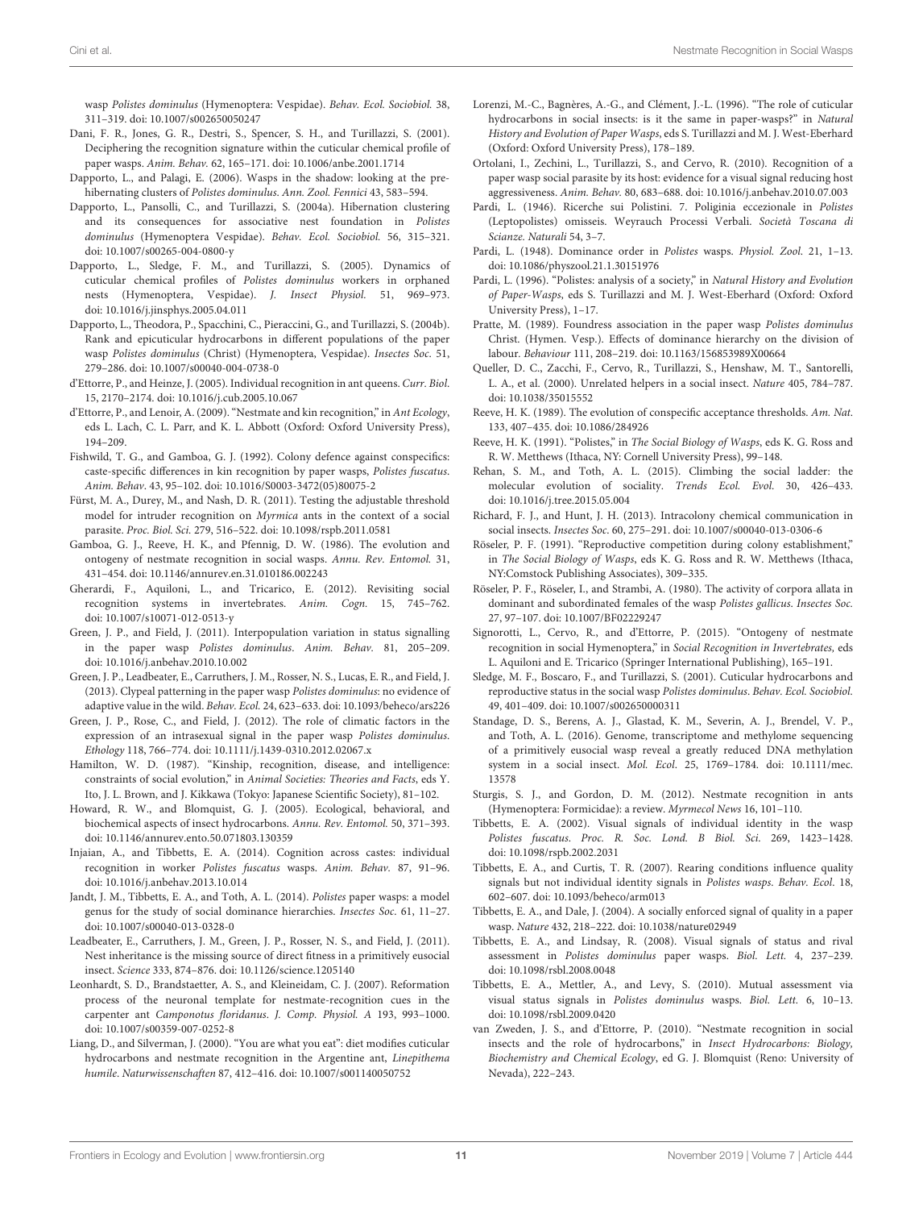wasp *Polistes dominulus* (Hymenoptera: Vespidae). *Behav. Ecol. Sociobiol.* 38, 311–319. doi: 10.1007/s002650050247

Dani, F. R., Jones, G. R., Destri, S., Spencer, S. H., and Turillazzi, S. (2001). Deciphering the recognition signature within the cuticular chemical profile of paper wasps. *Anim. Behav.* 62, 165–171. doi: 10.1006/anbe.2001.1714

Dapporto, L., and Palagi, E. (2006). Wasps in the shadow: looking at the pre-hibernating clusters of *Polistes dominulus*. *Ann. Zool. Fennici* 43, 583–594.

Dapporto, L., Pansolli, C., and Turillazzi, S. (2004a). Hibernation clustering and its consequences for associative nest foundation in *Polistes dominulus* (Hymenoptera Vespidae). *Behav. Ecol. Sociobiol.* 56, 315–321. doi: 10.1007/s00265-004-0800-y

Dapporto, L., Sledge, F. M., and Turillazzi, S. (2005). Dynamics of cuticular chemical profiles of *Polistes dominulus* workers in orphaned nests (Hymenoptera, Vespidae). *J. Insect Physiol.* 51, 969–973. doi: 10.1016/j.jinsphys.2005.04.011

Dapporto, L., Theodora, P., Spacchini, C., Pieraccini, G., and Turillazzi, S. (2004b). Rank and epicuticular hydrocarbons in different populations of the paper wasp *Polistes dominulus* (Christ) (Hymenoptera, Vespidae). *Insectes Soc.* 51, 279–286. doi: 10.1007/s00040-004-0738-0

d'Ettorre, P., and Heinze, J. (2005). Individual recognition in ant queens. *Curr. Biol.* 15, 2170–2174. doi: 10.1016/j.cub.2005.10.067

d'Ettorre, P., and Lenoir, A. (2009). "Nestmate and kin recognition," in *Ant Ecology*, eds L. Lach, C. L. Parr, and K. L. Abbott (Oxford: Oxford University Press), 194–209.

Fishwild, T. G., and Gamboa, G. J. (1992). Colony defence against conspecifics: caste-specific differences in kin recognition by paper wasps, *Polistes fuscatus*. *Anim. Behav.* 43, 95–102. doi: 10.1016/S0003-3472(05)80075-2

Fürst, M. A., Durey, M., and Nash, D. R. (2011). Testing the adjustable threshold model for intruder recognition on *Myrmica* ants in the context of a social parasite. *Proc. Biol. Sci.* 279, 516–522. doi: 10.1098/rspb.2011.0581

Gamboa, G. J., Reeve, H. K., and Pfennig, D. W. (1986). The evolution and ontogeny of nestmate recognition in social wasps. *Annu. Rev. Entomol.* 31, 431–454. doi: 10.1146/annurev.en.31.010186.002243

Gherardi, F., Aquiloni, L., and Tricarico, E. (2012). Revisiting social recognition systems in invertebrates. *Anim. Cogn.* 15, 745–762. doi: 10.1007/s10071-012-0513-y

Green, J. P., and Field, J. (2011). Interpopulation variation in status signalling in the paper wasp *Polistes dominulus*. *Anim. Behav.* 81, 205–209. doi: 10.1016/j.anbehav.2010.10.002

Green, J. P., Leadbeater, E., Carruthers, J. M., Rosser, N. S., Lucas, E. R., and Field, J. (2013). Clypeal patterning in the paper wasp *Polistes dominulus*: no evidence of adaptive value in the wild. *Behav. Ecol.* 24, 623–633. doi: 10.1093/beheco/ars226

Green, J. P., Rose, C., and Field, J. (2012). The role of climatic factors in the expression of an intrasexual signal in the paper wasp *Polistes dominulus*. *Ethology* 118, 766–774. doi: 10.1111/j.1439-0310.2012.02067.x

Hamilton, W. D. (1987). "Kinship, recognition, disease, and intelligence: constraints of social evolution," in *Animal Societies: Theories and Facts*, eds Y. Ito, J. L. Brown, and J. Kikkawa (Tokyo: Japanese Scientific Society), 81–102.

Howard, R. W., and Blomquist, G. J. (2005). Ecological, behavioral, and biochemical aspects of insect hydrocarbons. *Annu. Rev. Entomol.* 50, 371–393. doi: 10.1146/annurev.ento.50.071803.130359

Injaian, A., and Tibbetts, E. A. (2014). Cognition across castes: individual recognition in worker *Polistes fuscatus* wasps. *Anim. Behav.* 87, 91–96. doi: 10.1016/j.anbehav.2013.10.014

Jandt, J. M., Tibbetts, E. A., and Toth, A. L. (2014). *Polistes* paper wasps: a model genus for the study of social dominance hierarchies. *Insectes Soc.* 61, 11–27. doi: 10.1007/s00040-013-0328-0

Leadbeater, E., Carruthers, J. M., Green, J. P., Rosser, N. S., and Field, J. (2011). Nest inheritance is the missing source of direct fitness in a primitively eusocial insect. *Science* 333, 874–876. doi: 10.1126/science.1205140

Leonhardt, S. D., Brandstaetter, A. S., and Kleineidam, C. J. (2007). Reformation process of the neuronal template for nestmate-recognition cues in the carpenter ant *Camponotus floridanus*. *J. Comp. Physiol. A* 193, 993–1000. doi: 10.1007/s00359-007-0252-8

Liang, D., and Silverman, J. (2000). "You are what you eat": diet modifies cuticular hydrocarbons and nestmate recognition in the Argentine ant, *Linepithema humile*. *Naturwissenschaften* 87, 412–416. doi: 10.1007/s001140050752

Lorenzi, M.-C., Bagnères, A.-G., and Clément, J.-L. (1996). "The role of cuticular hydrocarbons in social insects: is it the same in paper-wasps?" in *Natural History and Evolution of Paper Wasps*, eds S. Turillazzi and M. J. West-Eberhard (Oxford: Oxford University Press), 178–189.

Ortolani, I., Zechini, L., Turillazzi, S., and Cervo, R. (2010). Recognition of a paper wasp social parasite by its host: evidence for a visual signal reducing host aggressiveness. *Anim. Behav.* 80, 683–688. doi: 10.1016/j.anbehav.2010.07.003

Pardi, L. (1946). Ricerche sui Polistini. 7. Poliginia eccezionale in *Polistes* (Leptopolistes) omisseis. Weyrauch Processi Verbali. *Società Toscana di Scianze. Naturali* 54, 3–7.

Pardi, L. (1948). Dominance order in *Polistes* wasps. *Physiol. Zool.* 21, 1–13. doi: 10.1086/physzool.21.1.30151976

Pardi, L. (1996). "Polistes: analysis of a society," in *Natural History and Evolution of Paper-Wasps*, eds S. Turillazzi and M. J. West-Eberhard (Oxford: Oxford University Press), 1–17.

Pratte, M. (1989). Foundress association in the paper wasp *Polistes dominulus* Christ. (Hymen. Vesp.). Effects of dominance hierarchy on the division of labour. *Behaviour* 111, 208–219. doi: 10.1163/156853989X00664

Queller, D. C., Zacchi, F., Cervo, R., Turillazzi, S., Henshaw, M. T., Santorelli, L. A., et al. (2000). Unrelated helpers in a social insect. *Nature* 405, 784–787. doi: 10.1038/35015552

Reeve, H. K. (1989). The evolution of conspecific acceptance thresholds. *Am. Nat.* 133, 407–435. doi: 10.1086/284926

Reeve, H. K. (1991). "Polistes," in *The Social Biology of Wasps*, eds K. G. Ross and R. W. Metthews (Ithaca, NY: Cornell University Press), 99–148.

Rehan, S. M., and Toth, A. L. (2015). Climbing the social ladder: the molecular evolution of sociality. *Trends Ecol. Evol.* 30, 426–433. doi: 10.1016/j.tree.2015.05.004

Richard, F. J., and Hunt, J. H. (2013). Intracolony chemical communication in social insects. *Insectes Soc.* 60, 275–291. doi: 10.1007/s00040-013-0306-6

Röseler, P. F. (1991). "Reproductive competition during colony establishment," in *The Social Biology of Wasps*, eds K. G. Ross and R. W. Metthews (Ithaca, NY:Comstock Publishing Associates), 309–335.

Röseler, P. F., Röseler, I., and Strambi, A. (1980). The activity of corpora allata in dominant and subordinated females of the wasp *Polistes gallicus*. *Insectes Soc.* 27, 97–107. doi: 10.1007/BF02229247

Signorotti, L., Cervo, R., and d'Ettorre, P. (2015). "Ontogeny of nestmate recognition in social Hymenoptera," in *Social Recognition in Invertebrates,* eds L. Aquiloni and E. Tricarico (Springer International Publishing), 165–191.

Sledge, M. F., Boscaro, F., and Turillazzi, S. (2001). Cuticular hydrocarbons and reproductive status in the social wasp *Polistes dominulus*. *Behav. Ecol. Sociobiol.* 49, 401–409. doi: 10.1007/s002650000311

Standage, D. S., Berens, A. J., Glastad, K. M., Severin, A. J., Brendel, V. P., and Toth, A. L. (2016). Genome, transcriptome and methylome sequencing of a primitively eusocial wasp reveal a greatly reduced DNA methylation system in a social insect. *Mol. Ecol.* 25, 1769–1784. doi: 10.1111/mec.13578

Sturgis, S. J., and Gordon, D. M. (2012). Nestmate recognition in ants (Hymenoptera: Formicidae): a review. *Myrmecol News* 16, 101–110.

Tibbetts, E. A. (2002). Visual signals of individual identity in the wasp *Polistes fuscatus*. *Proc. R. Soc. Lond. B Biol. Sci.* 269, 1423–1428. doi: 10.1098/rspb.2002.2031

Tibbetts, E. A., and Curtis, T. R. (2007). Rearing conditions influence quality signals but not individual identity signals in *Polistes wasps*. *Behav. Ecol.* 18, 602–607. doi: 10.1093/beheco/arm013

Tibbetts, E. A., and Dale, J. (2004). A socially enforced signal of quality in a paper wasp. *Nature* 432, 218–222. doi: 10.1038/nature02949

Tibbetts, E. A., and Lindsay, R. (2008). Visual signals of status and rival assessment in *Polistes dominulus* paper wasps. *Biol. Lett.* 4, 237–239. doi: 10.1098/rsbl.2008.0048

Tibbetts, E. A., Mettler, A., and Levy, S. (2010). Mutual assessment via visual status signals in *Polistes dominulus* wasps. *Biol. Lett.* 6, 10–13. doi: 10.1098/rsbl.2009.0420

van Zweden, J. S., and d'Ettorre, P. (2010). "Nestmate recognition in social insects and the role of hydrocarbons," in *Insect Hydrocarbons: Biology, Biochemistry and Chemical Ecology*, ed G. J. Blomquist (Reno: University of Nevada), 222–243.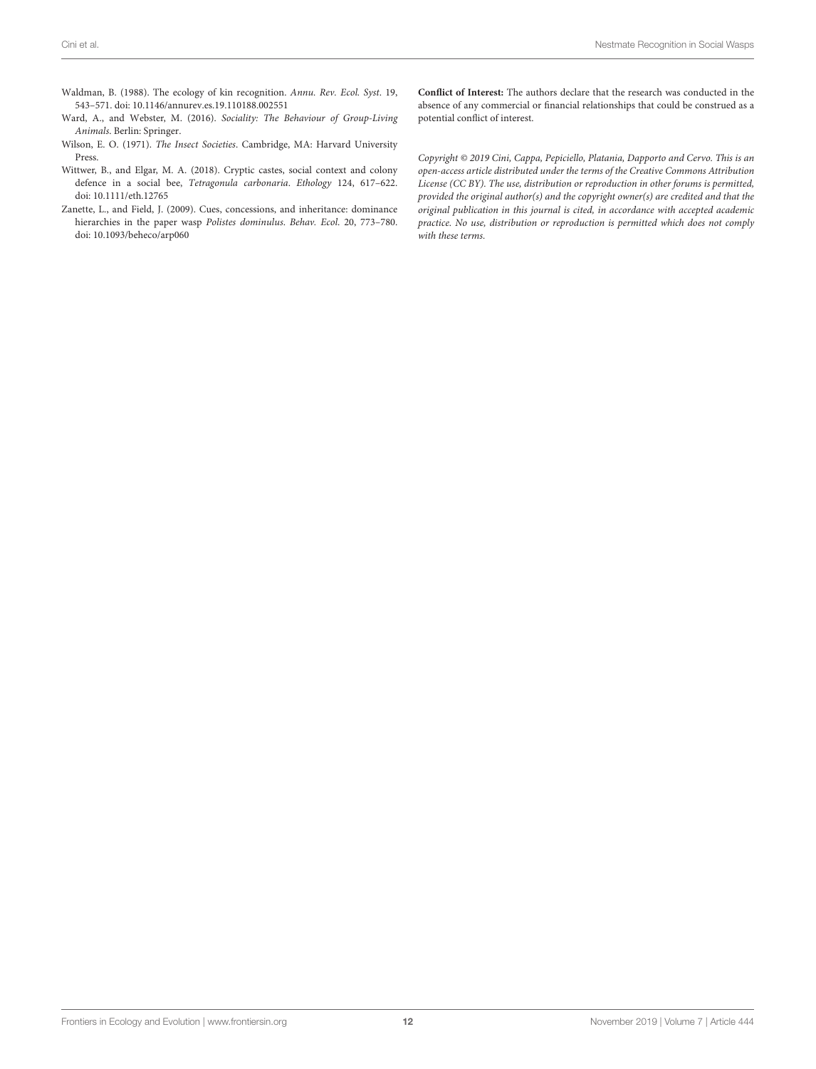Waldman, B. (1988). The ecology of kin recognition. *Annu. Rev. Ecol. Syst.* 19, 543–571. doi: 10.1146/annurev.es.19.110188.002551

Ward, A., and Webster, M. (2016). *Sociality: The Behaviour of Group-Living Animals*. Berlin: Springer.

Wilson, E. O. (1971). *The Insect Societies*. Cambridge, MA: Harvard University Press.

Wittwer, B., and Elgar, M. A. (2018). Cryptic castes, social context and colony defence in a social bee, *Tetragonula carbonaria*. *Ethology* 124, 617–622. doi: 10.1111/eth.12765

Zanette, L., and Field, J. (2009). Cues, concessions, and inheritance: dominance hierarchies in the paper wasp *Polistes dominulus*. *Behav. Ecol.* 20, 773–780. doi: 10.1093/beheco/arp060

**Conflict of Interest:** The authors declare that the research was conducted in the absence of any commercial or financial relationships that could be construed as a potential conflict of interest.

*Copyright © 2019 Cini, Cappa, Pepiciello, Platania, Dapporto and Cervo. This is an open-access article distributed under the terms of the Creative Commons Attribution License (CC BY). The use, distribution or reproduction in other forums is permitted, provided the original author(s) and the copyright owner(s) are credited and that the original publication in this journal is cited, in accordance with accepted academic practice. No use, distribution or reproduction is permitted which does not comply with these terms.*